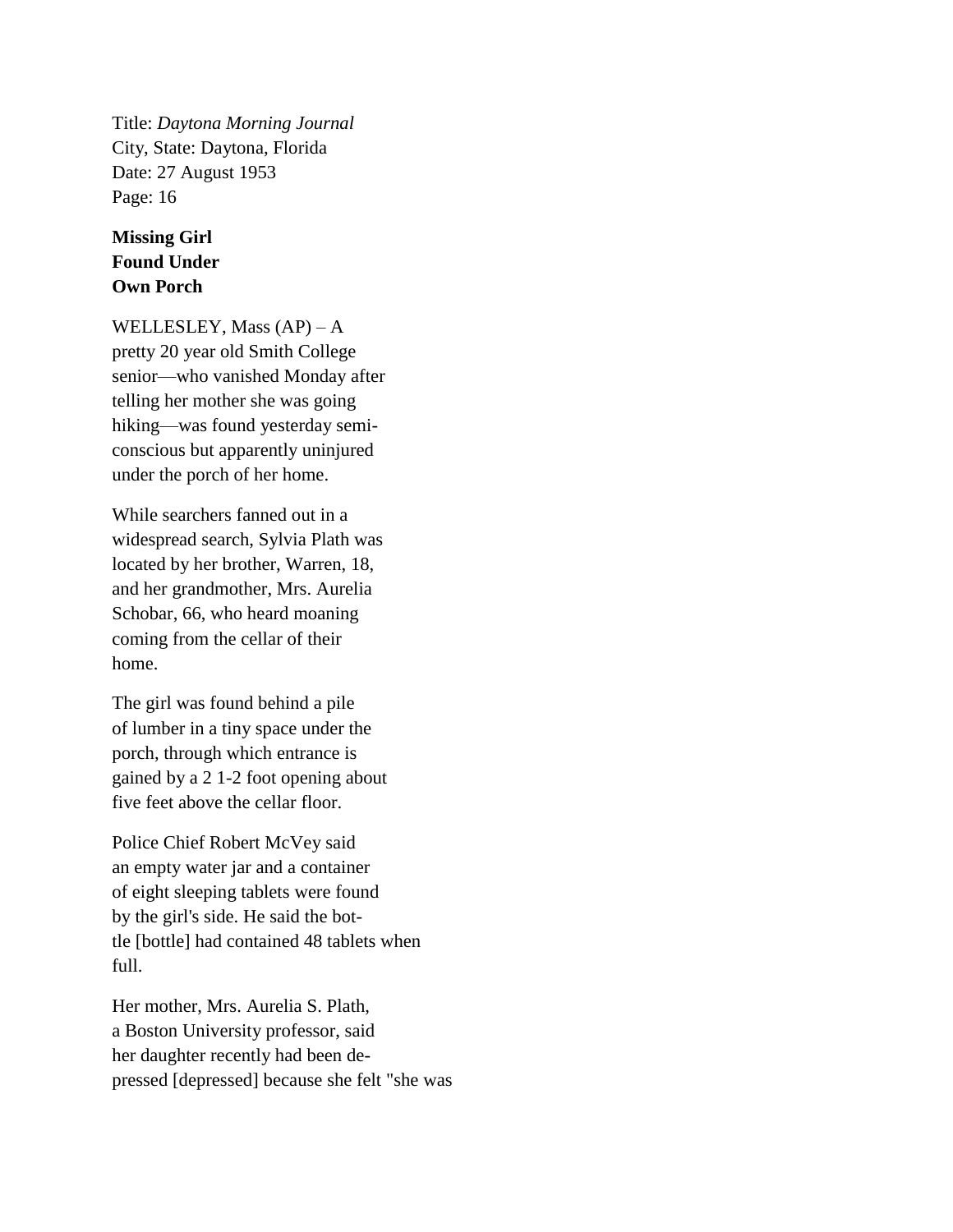Title: *Daytona Morning Journal*
City, State: Daytona, Florida
Date: 27 August 1953
Page: 16

**Missing Girl Found Under Own Porch**

WELLESLEY, Mass (AP) – A pretty 20 year old Smith College senior—who vanished Monday after telling her mother she was going hiking—was found yesterday semi-conscious but apparently uninjured under the porch of her home.

While searchers fanned out in a widespread search, Sylvia Plath was located by her brother, Warren, 18, and her grandmother, Mrs. Aurelia Schobar, 66, who heard moaning coming from the cellar of their home.

The girl was found behind a pile of lumber in a tiny space under the porch, through which entrance is gained by a 2 1-2 foot opening about five feet above the cellar floor.

Police Chief Robert McVey said an empty water jar and a container of eight sleeping tablets were found by the girl's side. He said the bottle [bottle] had contained 48 tablets when full.

Her mother, Mrs. Aurelia S. Plath, a Boston University professor, said her daughter recently had been depressed [depressed] because she felt "she was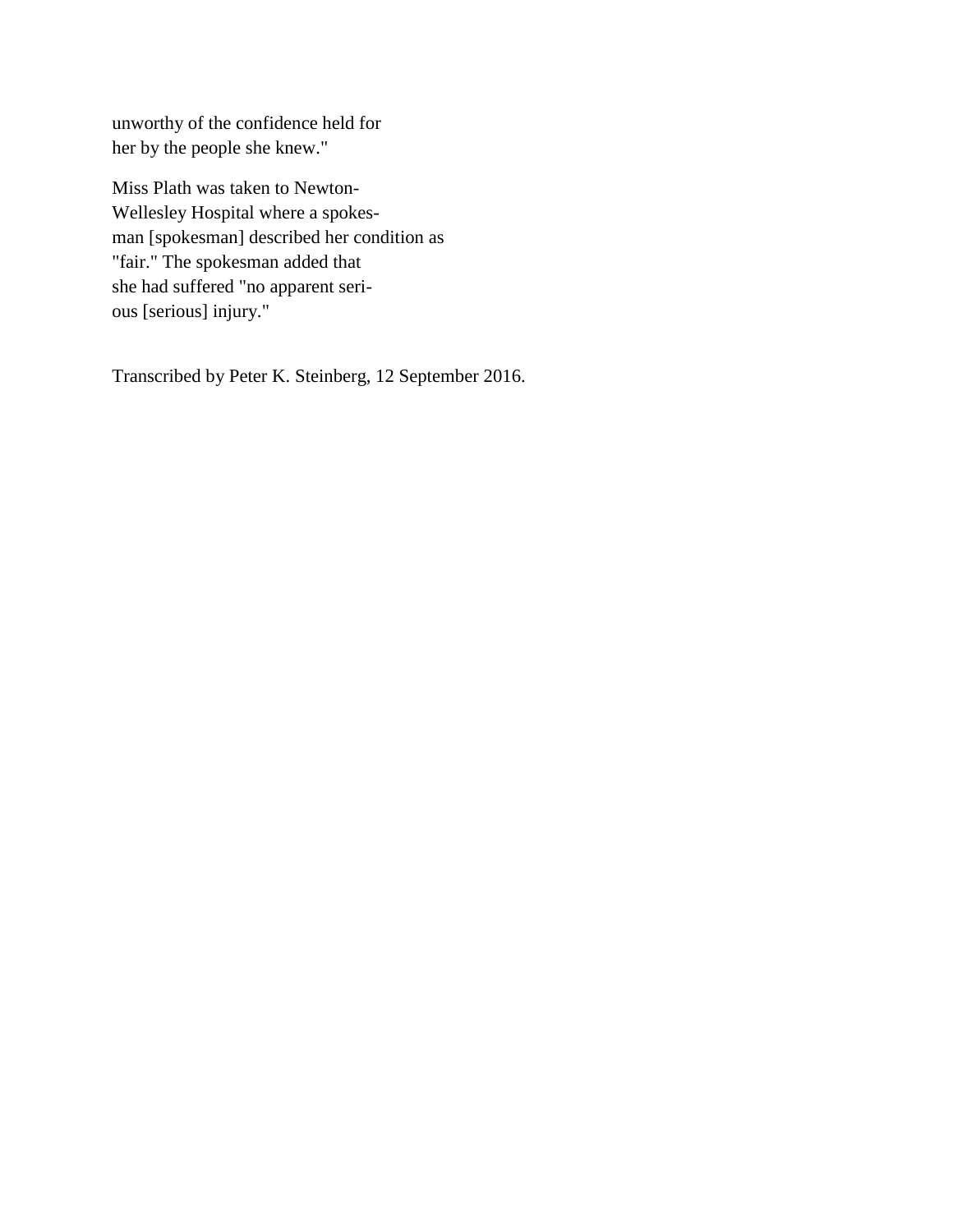unworthy of the confidence held for
her by the people she knew."

Miss Plath was taken to Newton-
Wellesley Hospital where a spokes-
man [spokesman] described her condition as
"fair." The spokesman added that
she had suffered "no apparent seri-
ous [serious] injury."

Transcribed by Peter K. Steinberg, 12 September 2016.